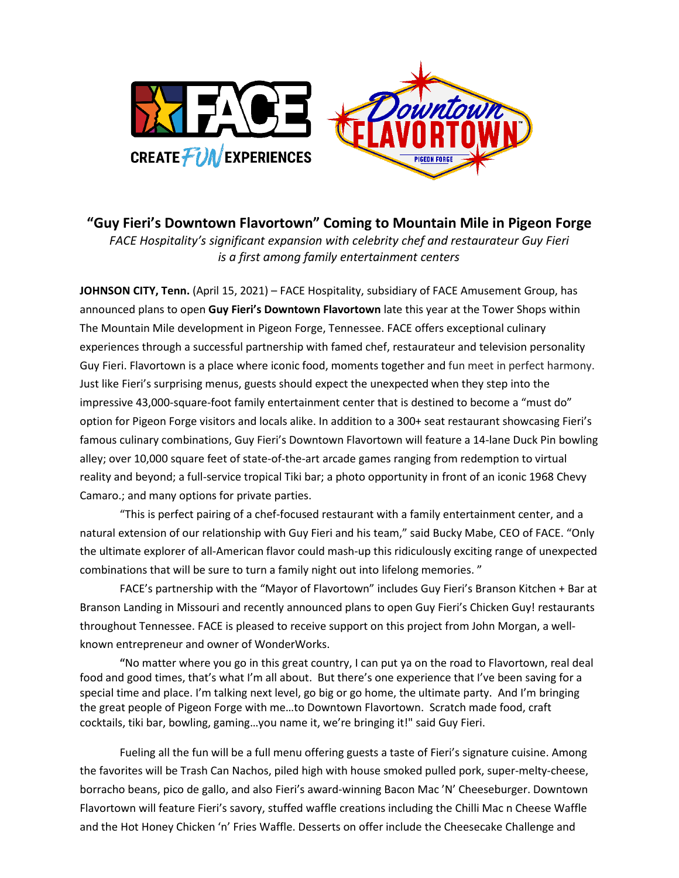# "Guy Fieri's Downtown Flavortown" Coming to Mountain Mile in Pigeon Forge

*FACE Hospitality's significant expansion with celebrity chef and restaurateur Guy Fieri is a first among family entertainment centers*

**JOHNSON CITY, Tenn.** (April 15, 2021) – FACE Hospitality, subsidiary of FACE Amusement Group, has announced plans to open **Guy Fieri's Downtown Flavortown** late this year at the Tower Shops within The Mountain Mile development in Pigeon Forge, Tennessee. FACE offers exceptional culinary experiences through a successful partnership with famed chef, restaurateur and television personality Guy Fieri. Flavortown is a place where iconic food, moments together and fun meet in perfect harmony. Just like Fieri's surprising menus, guests should expect the unexpected when they step into the impressive 43,000-square-foot family entertainment center that is destined to become a "must do" option for Pigeon Forge visitors and locals alike. In addition to a 300+ seat restaurant showcasing Fieri's famous culinary combinations, Guy Fieri's Downtown Flavortown will feature a 14-lane Duck Pin bowling alley; over 10,000 square feet of state-of-the-art arcade games ranging from redemption to virtual reality and beyond; a full-service tropical Tiki bar; a photo opportunity in front of an iconic 1968 Chevy Camaro.; and many options for private parties.

"This is perfect pairing of a chef-focused restaurant with a family entertainment center, and a natural extension of our relationship with Guy Fieri and his team," said Bucky Mabe, CEO of FACE. "Only the ultimate explorer of all-American flavor could mash-up this ridiculously exciting range of unexpected combinations that will be sure to turn a family night out into lifelong memories. "

FACE's partnership with the "Mayor of Flavortown" includes Guy Fieri's Branson Kitchen + Bar at Branson Landing in Missouri and recently announced plans to open Guy Fieri's Chicken Guy! restaurants throughout Tennessee. FACE is pleased to receive support on this project from John Morgan, a well-known entrepreneur and owner of WonderWorks.

"No matter where you go in this great country, I can put ya on the road to Flavortown, real deal food and good times, that's what I'm all about. But there's one experience that I've been saving for a special time and place. I'm talking next level, go big or go home, the ultimate party. And I'm bringing the great people of Pigeon Forge with me…to Downtown Flavortown. Scratch made food, craft cocktails, tiki bar, bowling, gaming…you name it, we're bringing it!" said Guy Fieri.

Fueling all the fun will be a full menu offering guests a taste of Fieri's signature cuisine. Among the favorites will be Trash Can Nachos, piled high with house smoked pulled pork, super-melty-cheese, borracho beans, pico de gallo, and also Fieri's award-winning Bacon Mac 'N' Cheeseburger. Downtown Flavortown will feature Fieri's savory, stuffed waffle creations including the Chilli Mac n Cheese Waffle and the Hot Honey Chicken 'n' Fries Waffle. Desserts on offer include the Cheesecake Challenge and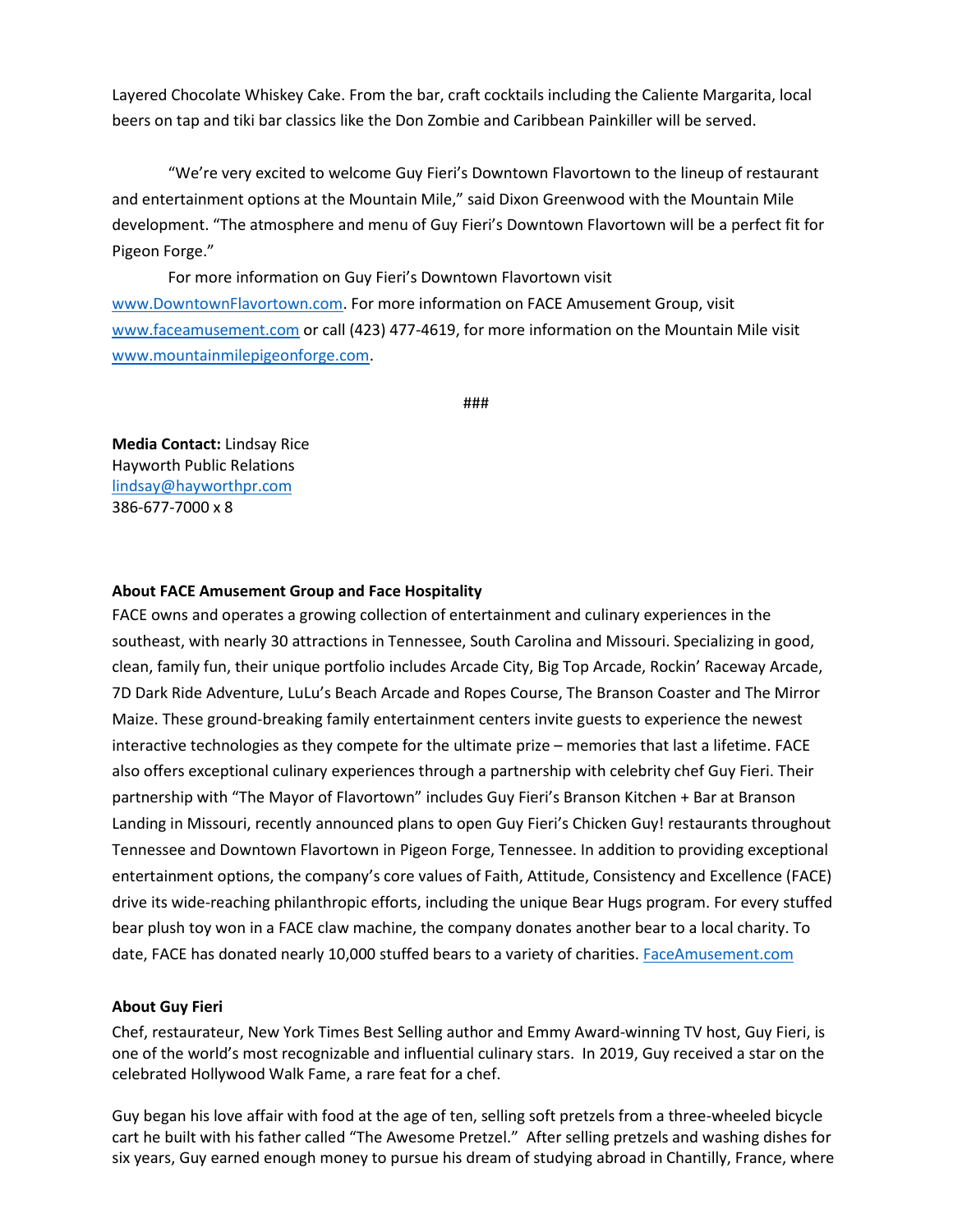Layered Chocolate Whiskey Cake. From the bar, craft cocktails including the Caliente Margarita, local beers on tap and tiki bar classics like the Don Zombie and Caribbean Painkiller will be served.

"We're very excited to welcome Guy Fieri's Downtown Flavortown to the lineup of restaurant and entertainment options at the Mountain Mile," said Dixon Greenwood with the Mountain Mile development. "The atmosphere and menu of Guy Fieri's Downtown Flavortown will be a perfect fit for Pigeon Forge."

For more information on Guy Fieri's Downtown Flavortown visit www.DowntownFlavortown.com. For more information on FACE Amusement Group, visit www.faceamusement.com or call (423) 477-4619, for more information on the Mountain Mile visit www.mountainmilepigeonforge.com.

###

**Media Contact:** Lindsay Rice
Hayworth Public Relations
lindsay@hayworthpr.com
386-677-7000 x 8

**About FACE Amusement Group and Face Hospitality**

FACE owns and operates a growing collection of entertainment and culinary experiences in the southeast, with nearly 30 attractions in Tennessee, South Carolina and Missouri. Specializing in good, clean, family fun, their unique portfolio includes Arcade City, Big Top Arcade, Rockin' Raceway Arcade, 7D Dark Ride Adventure, LuLu's Beach Arcade and Ropes Course, The Branson Coaster and The Mirror Maize. These ground-breaking family entertainment centers invite guests to experience the newest interactive technologies as they compete for the ultimate prize – memories that last a lifetime. FACE also offers exceptional culinary experiences through a partnership with celebrity chef Guy Fieri. Their partnership with "The Mayor of Flavortown" includes Guy Fieri's Branson Kitchen + Bar at Branson Landing in Missouri, recently announced plans to open Guy Fieri's Chicken Guy! restaurants throughout Tennessee and Downtown Flavortown in Pigeon Forge, Tennessee. In addition to providing exceptional entertainment options, the company's core values of Faith, Attitude, Consistency and Excellence (FACE) drive its wide-reaching philanthropic efforts, including the unique Bear Hugs program. For every stuffed bear plush toy won in a FACE claw machine, the company donates another bear to a local charity. To date, FACE has donated nearly 10,000 stuffed bears to a variety of charities. FaceAmusement.com

**About Guy Fieri**

Chef, restaurateur, New York Times Best Selling author and Emmy Award-winning TV host, Guy Fieri, is one of the world's most recognizable and influential culinary stars. In 2019, Guy received a star on the celebrated Hollywood Walk Fame, a rare feat for a chef.

Guy began his love affair with food at the age of ten, selling soft pretzels from a three-wheeled bicycle cart he built with his father called "The Awesome Pretzel." After selling pretzels and washing dishes for six years, Guy earned enough money to pursue his dream of studying abroad in Chantilly, France, where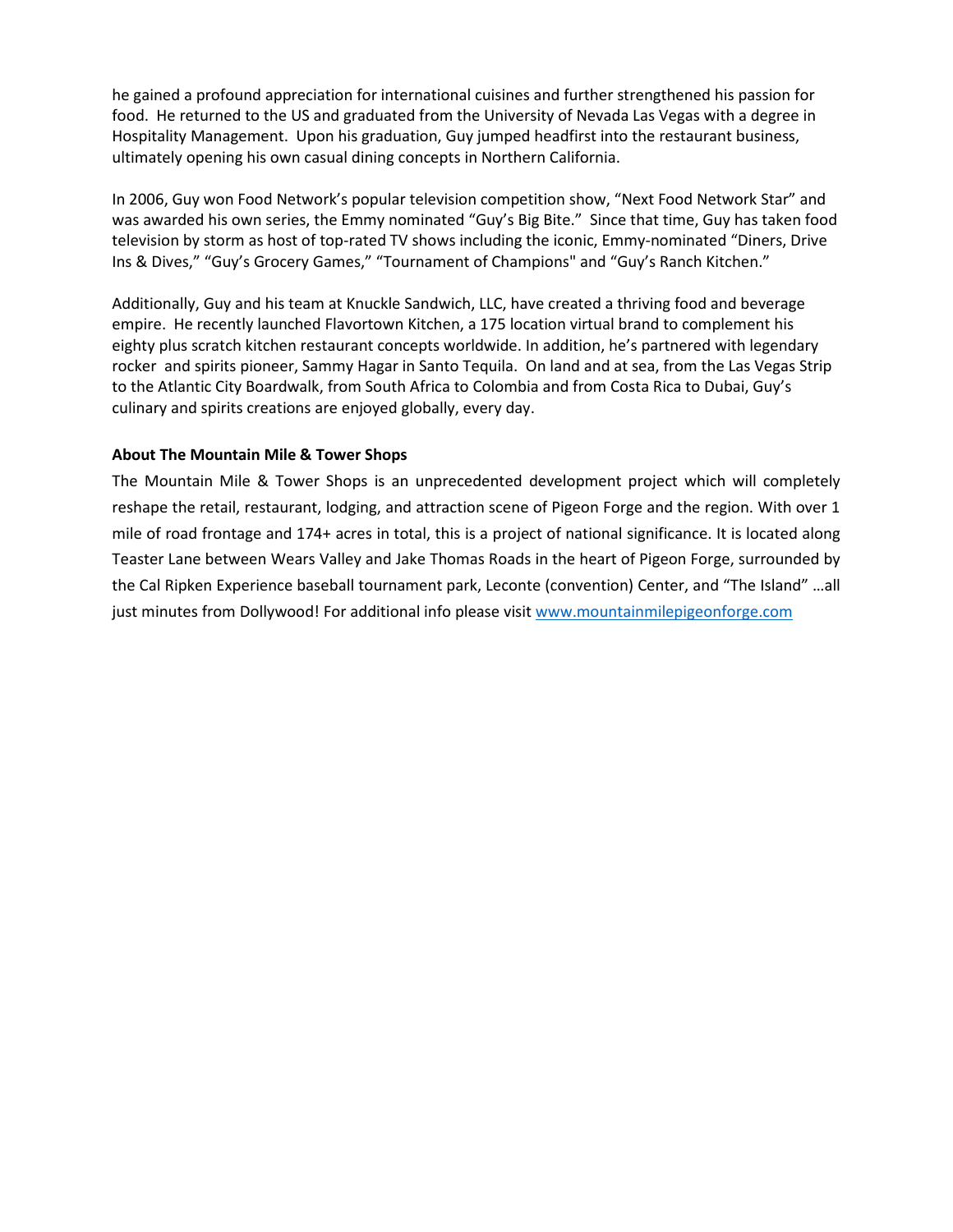he gained a profound appreciation for international cuisines and further strengthened his passion for food. He returned to the US and graduated from the University of Nevada Las Vegas with a degree in Hospitality Management. Upon his graduation, Guy jumped headfirst into the restaurant business, ultimately opening his own casual dining concepts in Northern California.

In 2006, Guy won Food Network's popular television competition show, "Next Food Network Star" and was awarded his own series, the Emmy nominated "Guy's Big Bite." Since that time, Guy has taken food television by storm as host of top-rated TV shows including the iconic, Emmy-nominated "Diners, Drive Ins & Dives," "Guy's Grocery Games," "Tournament of Champions" and "Guy's Ranch Kitchen."

Additionally, Guy and his team at Knuckle Sandwich, LLC, have created a thriving food and beverage empire. He recently launched Flavortown Kitchen, a 175 location virtual brand to complement his eighty plus scratch kitchen restaurant concepts worldwide. In addition, he's partnered with legendary rocker and spirits pioneer, Sammy Hagar in Santo Tequila. On land and at sea, from the Las Vegas Strip to the Atlantic City Boardwalk, from South Africa to Colombia and from Costa Rica to Dubai, Guy's culinary and spirits creations are enjoyed globally, every day.

**About The Mountain Mile & Tower Shops**

The Mountain Mile & Tower Shops is an unprecedented development project which will completely reshape the retail, restaurant, lodging, and attraction scene of Pigeon Forge and the region. With over 1 mile of road frontage and 174+ acres in total, this is a project of national significance. It is located along Teaster Lane between Wears Valley and Jake Thomas Roads in the heart of Pigeon Forge, surrounded by the Cal Ripken Experience baseball tournament park, Leconte (convention) Center, and "The Island" …all just minutes from Dollywood! For additional info please visit [www.mountainmilepigeonforge.com](http://www.mountainmilepigeonforge.com)